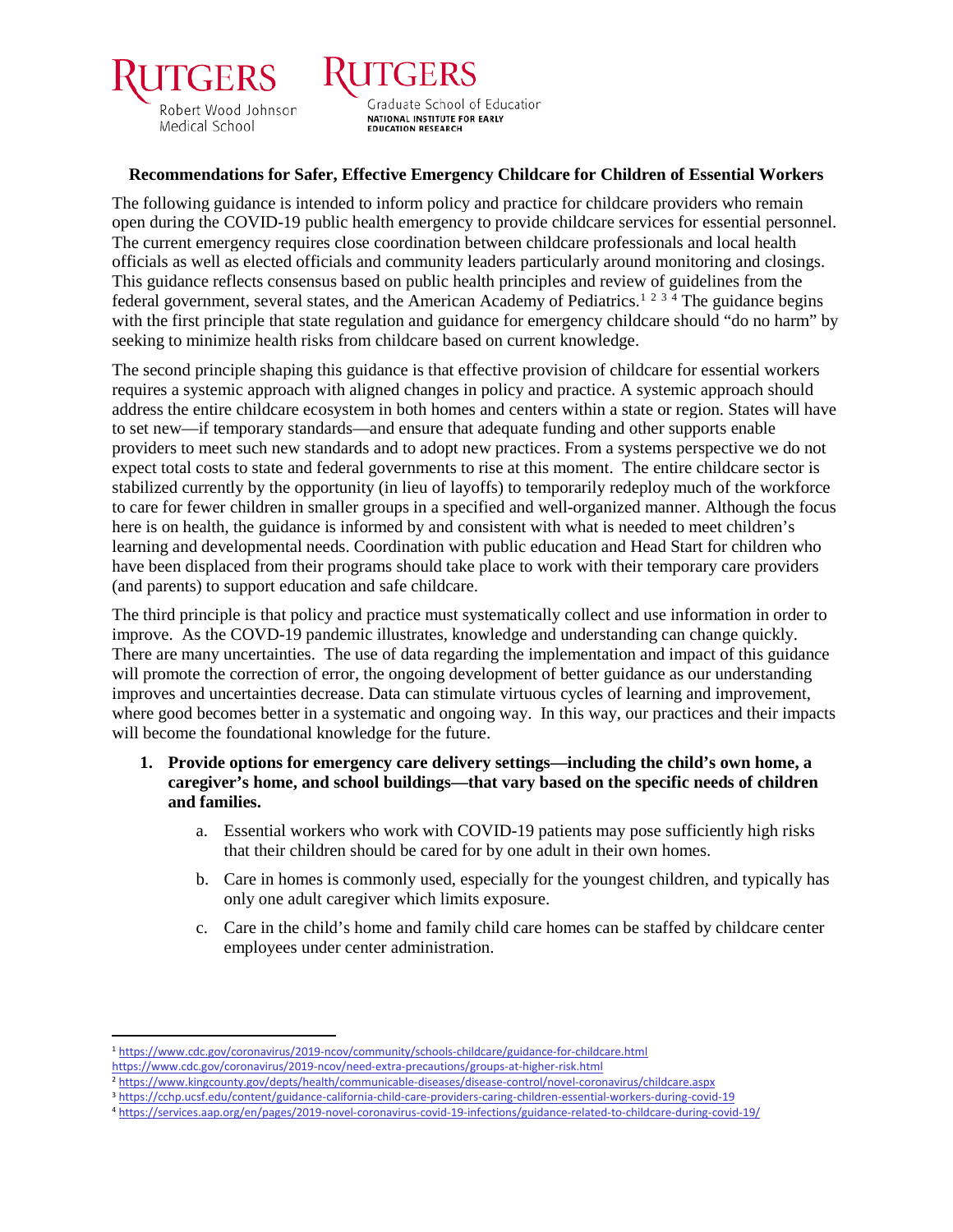Rutgers Robert Wood Johnson Medical School

Rutgers Graduate School of Education
NATIONAL INSTITUTE FOR EARLY EDUCATION RESEARCH

**Recommendations for Safer, Effective Emergency Childcare for Children of Essential Workers**

The following guidance is intended to inform policy and practice for childcare providers who remain open during the COVID-19 public health emergency to provide childcare services for essential personnel. The current emergency requires close coordination between childcare professionals and local health officials as well as elected officials and community leaders particularly around monitoring and closings. This guidance reflects consensus based on public health principles and review of guidelines from the federal government, several states, and the American Academy of Pediatrics.[1 2 3 4] The guidance begins with the first principle that state regulation and guidance for emergency childcare should "do no harm" by seeking to minimize health risks from childcare based on current knowledge.

The second principle shaping this guidance is that effective provision of childcare for essential workers requires a systemic approach with aligned changes in policy and practice. A systemic approach should address the entire childcare ecosystem in both homes and centers within a state or region. States will have to set new—if temporary standards—and ensure that adequate funding and other supports enable providers to meet such new standards and to adopt new practices. From a systems perspective we do not expect total costs to state and federal governments to rise at this moment. The entire childcare sector is stabilized currently by the opportunity (in lieu of layoffs) to temporarily redeploy much of the workforce to care for fewer children in smaller groups in a specified and well-organized manner. Although the focus here is on health, the guidance is informed by and consistent with what is needed to meet children's learning and developmental needs. Coordination with public education and Head Start for children who have been displaced from their programs should take place to work with their temporary care providers (and parents) to support education and safe childcare.

The third principle is that policy and practice must systematically collect and use information in order to improve. As the COVD-19 pandemic illustrates, knowledge and understanding can change quickly. There are many uncertainties. The use of data regarding the implementation and impact of this guidance will promote the correction of error, the ongoing development of better guidance as our understanding improves and uncertainties decrease. Data can stimulate virtuous cycles of learning and improvement, where good becomes better in a systematic and ongoing way. In this way, our practices and their impacts will become the foundational knowledge for the future.

1. **Provide options for emergency care delivery settings—including the child's own home, a caregiver's home, and school buildings—that vary based on the specific needs of children and families.**
    a. Essential workers who work with COVID-19 patients may pose sufficiently high risks that their children should be cared for by one adult in their own homes.
    b. Care in homes is commonly used, especially for the youngest children, and typically has only one adult caregiver which limits exposure.
    c. Care in the child's home and family child care homes can be staffed by childcare center employees under center administration.

---

[1] https://www.cdc.gov/coronavirus/2019-ncov/community/schools-childcare/guidance-for-childcare.html
https://www.cdc.gov/coronavirus/2019-ncov/need-extra-precautions/groups-at-higher-risk.html
[2] https://www.kingcounty.gov/depts/health/communicable-diseases/disease-control/novel-coronavirus/childcare.aspx
[3] https://cchp.ucsf.edu/content/guidance-california-child-care-providers-caring-children-essential-workers-during-covid-19
[4] https://services.aap.org/en/pages/2019-novel-coronavirus-covid-19-infections/guidance-related-to-childcare-during-covid-19/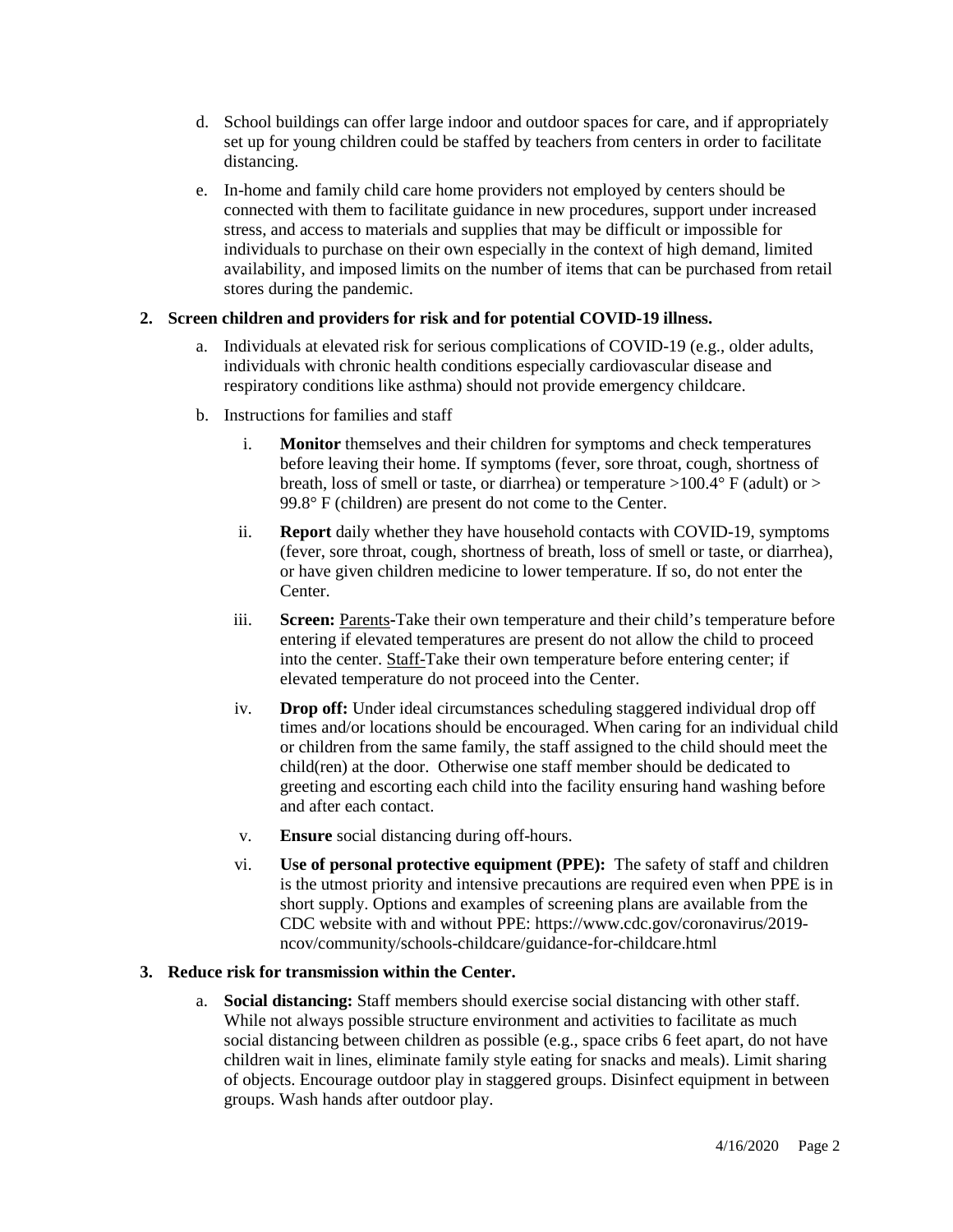d. School buildings can offer large indoor and outdoor spaces for care, and if appropriately set up for young children could be staffed by teachers from centers in order to facilitate distancing.

e. In-home and family child care home providers not employed by centers should be connected with them to facilitate guidance in new procedures, support under increased stress, and access to materials and supplies that may be difficult or impossible for individuals to purchase on their own especially in the context of high demand, limited availability, and imposed limits on the number of items that can be purchased from retail stores during the pandemic.

**2. Screen children and providers for risk and for potential COVID-19 illness.**

a. Individuals at elevated risk for serious complications of COVID-19 (e.g., older adults, individuals with chronic health conditions especially cardiovascular disease and respiratory conditions like asthma) should not provide emergency childcare.

b. Instructions for families and staff

i. **Monitor** themselves and their children for symptoms and check temperatures before leaving their home. If symptoms (fever, sore throat, cough, shortness of breath, loss of smell or taste, or diarrhea) or temperature >100.4° F (adult) or > 99.8° F (children) are present do not come to the Center.

ii. **Report** daily whether they have household contacts with COVID-19, symptoms (fever, sore throat, cough, shortness of breath, loss of smell or taste, or diarrhea), or have given children medicine to lower temperature. If so, do not enter the Center.

iii. **Screen:** <u>Parents</u>-Take their own temperature and their child's temperature before entering if elevated temperatures are present do not allow the child to proceed into the center. <u>Staff</u>-Take their own temperature before entering center; if elevated temperature do not proceed into the Center.

iv. **Drop off:** Under ideal circumstances scheduling staggered individual drop off times and/or locations should be encouraged. When caring for an individual child or children from the same family, the staff assigned to the child should meet the child(ren) at the door. Otherwise one staff member should be dedicated to greeting and escorting each child into the facility ensuring hand washing before and after each contact.

v. **Ensure** social distancing during off-hours.

vi. **Use of personal protective equipment (PPE):** The safety of staff and children is the utmost priority and intensive precautions are required even when PPE is in short supply. Options and examples of screening plans are available from the CDC website with and without PPE: https://www.cdc.gov/coronavirus/2019-ncov/community/schools-childcare/guidance-for-childcare.html

**3. Reduce risk for transmission within the Center.**

a. **Social distancing:** Staff members should exercise social distancing with other staff. While not always possible structure environment and activities to facilitate as much social distancing between children as possible (e.g., space cribs 6 feet apart, do not have children wait in lines, eliminate family style eating for snacks and meals). Limit sharing of objects. Encourage outdoor play in staggered groups. Disinfect equipment in between groups. Wash hands after outdoor play.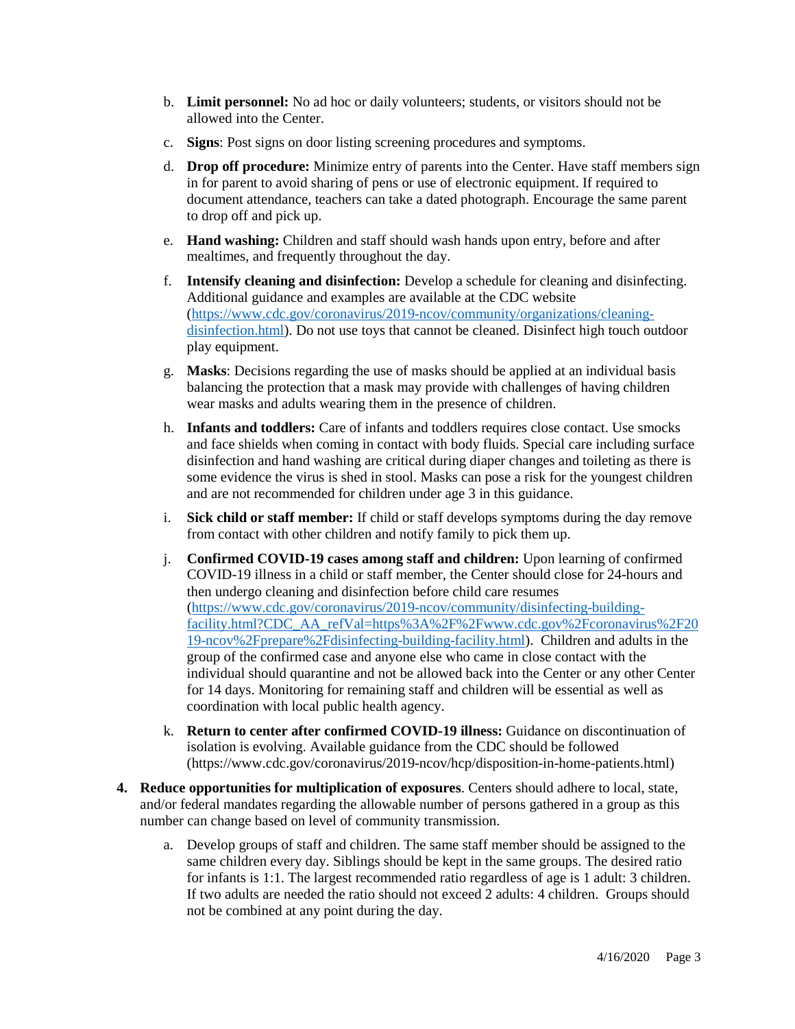b. **Limit personnel:** No ad hoc or daily volunteers; students, or visitors should not be allowed into the Center.

c. **Signs**: Post signs on door listing screening procedures and symptoms.

d. **Drop off procedure:** Minimize entry of parents into the Center. Have staff members sign in for parent to avoid sharing of pens or use of electronic equipment. If required to document attendance, teachers can take a dated photograph. Encourage the same parent to drop off and pick up.

e. **Hand washing:** Children and staff should wash hands upon entry, before and after mealtimes, and frequently throughout the day.

f. **Intensify cleaning and disinfection:** Develop a schedule for cleaning and disinfecting. Additional guidance and examples are available at the CDC website (https://www.cdc.gov/coronavirus/2019-ncov/community/organizations/cleaning-disinfection.html). Do not use toys that cannot be cleaned. Disinfect high touch outdoor play equipment.

g. **Masks**: Decisions regarding the use of masks should be applied at an individual basis balancing the protection that a mask may provide with challenges of having children wear masks and adults wearing them in the presence of children.

h. **Infants and toddlers:** Care of infants and toddlers requires close contact. Use smocks and face shields when coming in contact with body fluids. Special care including surface disinfection and hand washing are critical during diaper changes and toileting as there is some evidence the virus is shed in stool. Masks can pose a risk for the youngest children and are not recommended for children under age 3 in this guidance.

i. **Sick child or staff member:** If child or staff develops symptoms during the day remove from contact with other children and notify family to pick them up.

j. **Confirmed COVID-19 cases among staff and children:** Upon learning of confirmed COVID-19 illness in a child or staff member, the Center should close for 24-hours and then undergo cleaning and disinfection before child care resumes (https://www.cdc.gov/coronavirus/2019-ncov/community/disinfecting-building-facility.html?CDC_AA_refVal=https%3A%2F%2Fwww.cdc.gov%2Fcoronavirus%2F2019-ncov%2Fprepare%2Fdisinfecting-building-facility.html). Children and adults in the group of the confirmed case and anyone else who came in close contact with the individual should quarantine and not be allowed back into the Center or any other Center for 14 days. Monitoring for remaining staff and children will be essential as well as coordination with local public health agency.

k. **Return to center after confirmed COVID-19 illness:** Guidance on discontinuation of isolation is evolving. Available guidance from the CDC should be followed (https://www.cdc.gov/coronavirus/2019-ncov/hcp/disposition-in-home-patients.html)

4. **Reduce opportunities for multiplication of exposures**. Centers should adhere to local, state, and/or federal mandates regarding the allowable number of persons gathered in a group as this number can change based on level of community transmission.

   a. Develop groups of staff and children. The same staff member should be assigned to the same children every day. Siblings should be kept in the same groups. The desired ratio for infants is 1:1. The largest recommended ratio regardless of age is 1 adult: 3 children. If two adults are needed the ratio should not exceed 2 adults: 4 children. Groups should not be combined at any point during the day.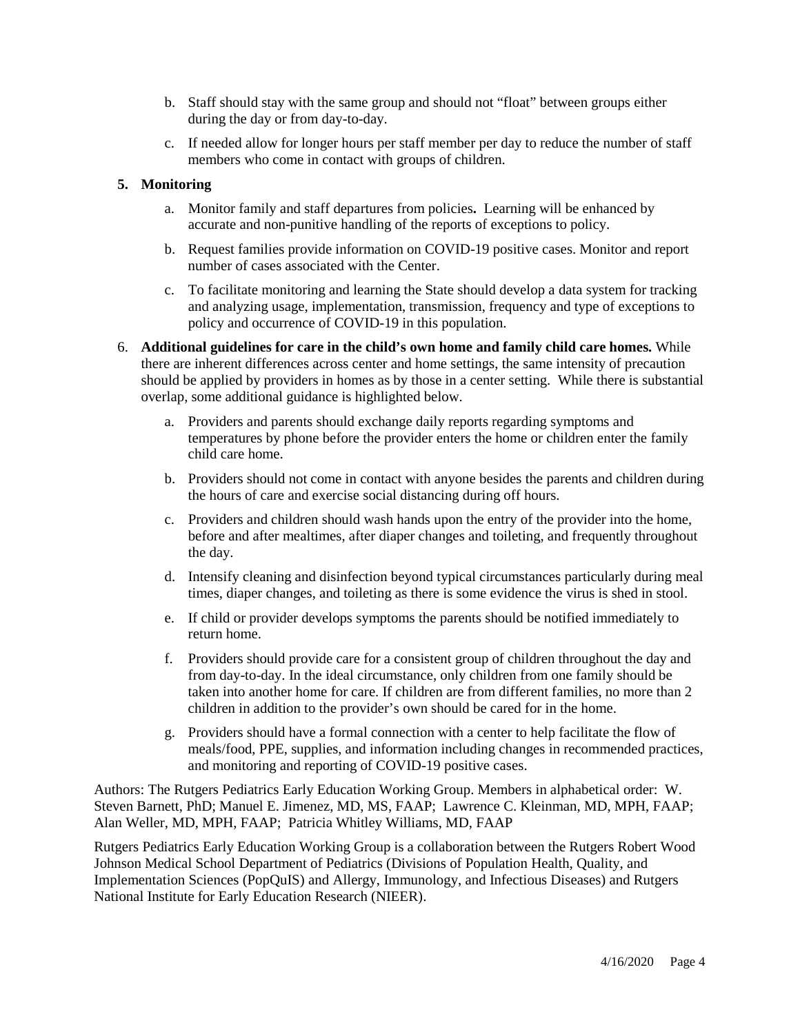b. Staff should stay with the same group and should not "float" between groups either during the day or from day-to-day.

c. If needed allow for longer hours per staff member per day to reduce the number of staff members who come in contact with groups of children.

5. **Monitoring**

   a. Monitor family and staff departures from policies**.** Learning will be enhanced by accurate and non-punitive handling of the reports of exceptions to policy.

   b. Request families provide information on COVID-19 positive cases. Monitor and report number of cases associated with the Center.

   c. To facilitate monitoring and learning the State should develop a data system for tracking and analyzing usage, implementation, transmission, frequency and type of exceptions to policy and occurrence of COVID-19 in this population.

6. **Additional guidelines for care in the child's own home and family child care homes.** While there are inherent differences across center and home settings, the same intensity of precaution should be applied by providers in homes as by those in a center setting. While there is substantial overlap, some additional guidance is highlighted below.

   a. Providers and parents should exchange daily reports regarding symptoms and temperatures by phone before the provider enters the home or children enter the family child care home.

   b. Providers should not come in contact with anyone besides the parents and children during the hours of care and exercise social distancing during off hours.

   c. Providers and children should wash hands upon the entry of the provider into the home, before and after mealtimes, after diaper changes and toileting, and frequently throughout the day.

   d. Intensify cleaning and disinfection beyond typical circumstances particularly during meal times, diaper changes, and toileting as there is some evidence the virus is shed in stool.

   e. If child or provider develops symptoms the parents should be notified immediately to return home.

   f. Providers should provide care for a consistent group of children throughout the day and from day-to-day. In the ideal circumstance, only children from one family should be taken into another home for care. If children are from different families, no more than 2 children in addition to the provider's own should be cared for in the home.

   g. Providers should have a formal connection with a center to help facilitate the flow of meals/food, PPE, supplies, and information including changes in recommended practices, and monitoring and reporting of COVID-19 positive cases.

Authors: The Rutgers Pediatrics Early Education Working Group. Members in alphabetical order: W. Steven Barnett, PhD; Manuel E. Jimenez, MD, MS, FAAP; Lawrence C. Kleinman, MD, MPH, FAAP; Alan Weller, MD, MPH, FAAP; Patricia Whitley Williams, MD, FAAP

Rutgers Pediatrics Early Education Working Group is a collaboration between the Rutgers Robert Wood Johnson Medical School Department of Pediatrics (Divisions of Population Health, Quality, and Implementation Sciences (PopQuIS) and Allergy, Immunology, and Infectious Diseases) and Rutgers National Institute for Early Education Research (NIEER).